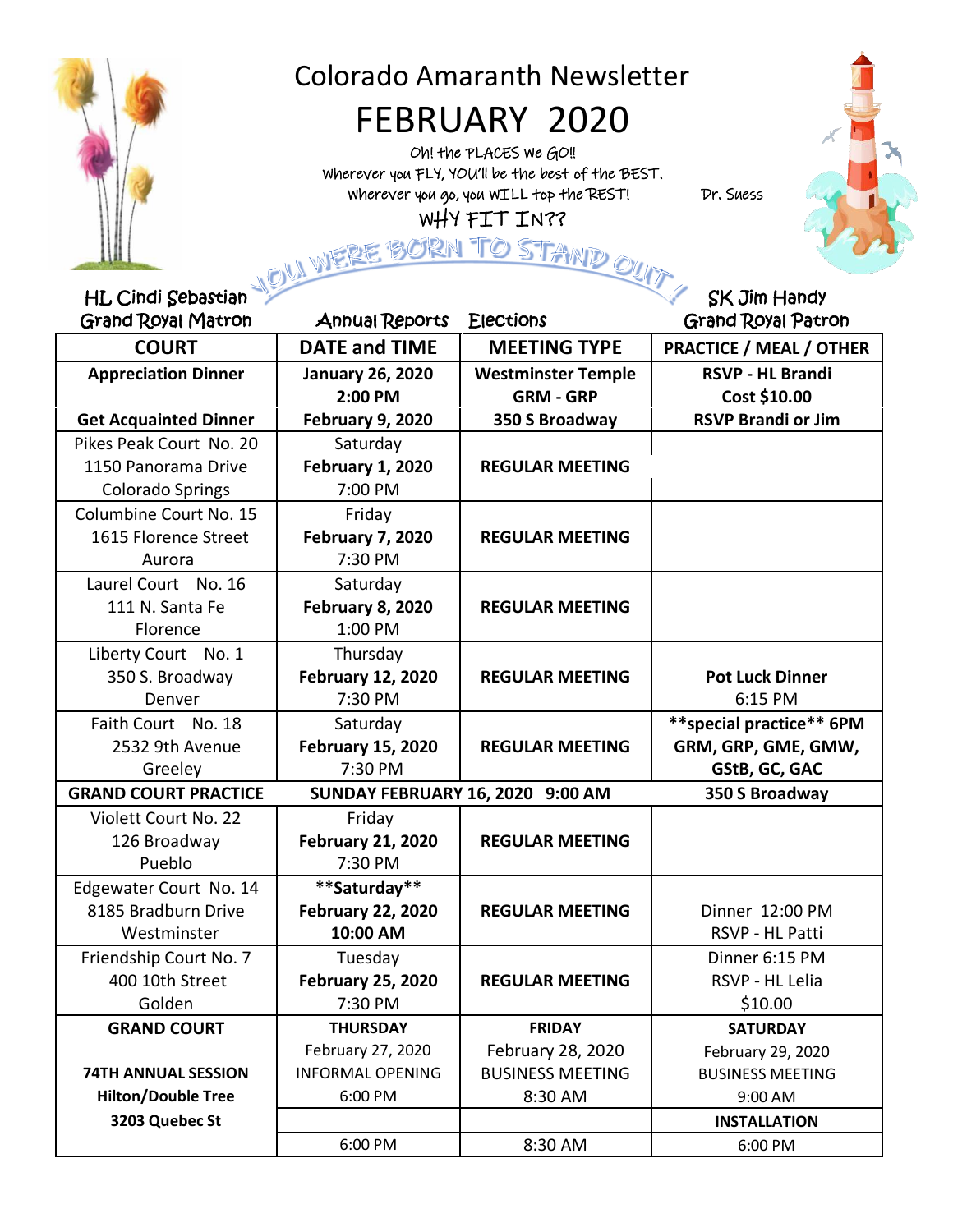# Colorado Amaranth Newsletter

# FEBRUARY 2020

Oh! the PLACES we GO!!
Wherever you FLY, YOU'll be the best of the BEST.
Wherever you go, you WILL top the REST! Dr. Suess

WHY FIT IN??

YOU WERE BORN TO STAND OUT!

HL Cindi Sebastian
Grand Royal Matron

Annual Reports Elections

SK Jim Handy
Grand Royal Patron

| COURT | DATE and TIME | MEETING TYPE | PRACTICE / MEAL / OTHER |
|---|---|---|---|
| **Appreciation Dinner** | **January 26, 2020 2:00 PM** | **Westminster Temple GRM - GRP** | **RSVP - HL Brandi Cost $10.00** |
| **Get Acquainted Dinner** | **February 9, 2020** | **350 S Broadway** | **RSVP Brandi or Jim** |
| Pikes Peak Court No. 20 1150 Panorama Drive Colorado Springs | Saturday **February 1, 2020** 7:00 PM | **REGULAR MEETING** | |
| Columbine Court No. 15 1615 Florence Street Aurora | Friday **February 7, 2020** 7:30 PM | **REGULAR MEETING** | |
| Laurel Court No. 16 111 N. Santa Fe Florence | Saturday **February 8, 2020** 1:00 PM | **REGULAR MEETING** | |
| Liberty Court No. 1 350 S. Broadway Denver | Thursday **February 12, 2020** 7:30 PM | **REGULAR MEETING** | **Pot Luck Dinner** 6:15 PM |
| Faith Court No. 18 2532 9th Avenue Greeley | Saturday **February 15, 2020** 7:30 PM | **REGULAR MEETING** | **\*\*special practice\*\* 6PM GRM, GRP, GME, GMW, GStB, GC, GAC** |
| **GRAND COURT PRACTICE** | **SUNDAY FEBRUARY 16, 2020 9:00 AM** | | **350 S Broadway** |
| Violett Court No. 22 126 Broadway Pueblo | Friday **February 21, 2020** 7:30 PM | **REGULAR MEETING** | |
| Edgewater Court No. 14 8185 Bradburn Drive Westminster | **\*\*Saturday\*\* February 22, 2020 10:00 AM** | **REGULAR MEETING** | Dinner 12:00 PM RSVP - HL Patti |
| Friendship Court No. 7 400 10th Street Golden | Tuesday **February 25, 2020** 7:30 PM | **REGULAR MEETING** | Dinner 6:15 PM RSVP - HL Lelia $10.00 |
| **GRAND COURT** | **THURSDAY** February 27, 2020 | **FRIDAY** February 28, 2020 | **SATURDAY** February 29, 2020 |
| **74TH ANNUAL SESSION** | INFORMAL OPENING 6:00 PM | BUSINESS MEETING 8:30 AM | BUSINESS MEETING 9:00 AM |
| **Hilton/Double Tree 3203 Quebec St** | | | **INSTALLATION** |
| | 6:00 PM | 8:30 AM | 6:00 PM |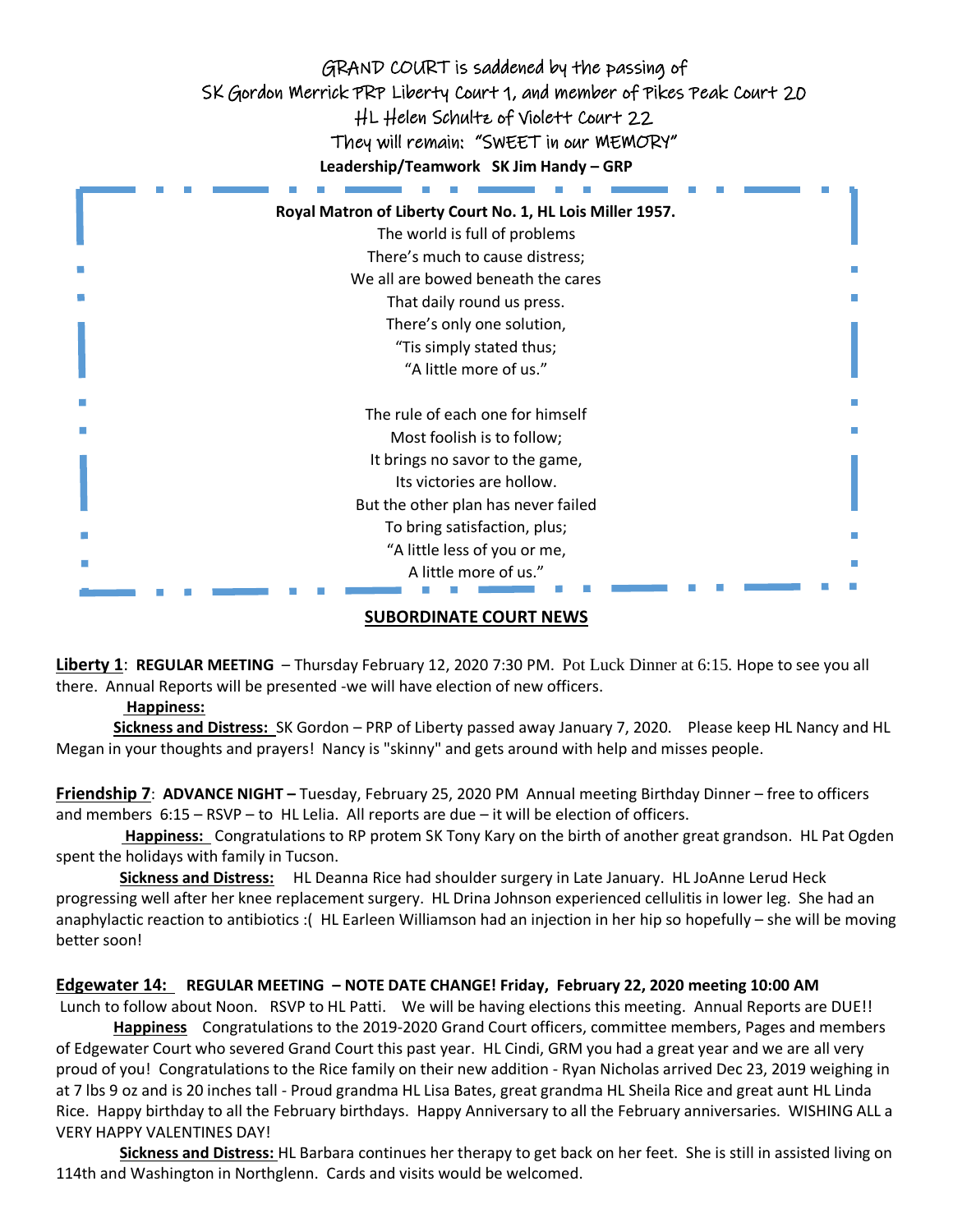GRAND COURT is saddened by the passing of

SK Gordon Merrick PRP Liberty Court 1, and member of Pikes Peak Court 20

HL Helen Schultz of Violett Court 22

They will remain: "SWEET in our MEMORY"

**Leadership/Teamwork SK Jim Handy – GRP**

**Royal Matron of Liberty Court No. 1, HL Lois Miller 1957.**

The world is full of problems
There's much to cause distress;
We all are bowed beneath the cares
That daily round us press.
There's only one solution,
"Tis simply stated thus;
"A little more of us."

The rule of each one for himself
Most foolish is to follow;
It brings no savor to the game,
Its victories are hollow.
But the other plan has never failed
To bring satisfaction, plus;
"A little less of you or me,
A little more of us."

## SUBORDINATE COURT NEWS

**Liberty 1**: **REGULAR MEETING** – Thursday February 12, 2020 7:30 PM. Pot Luck Dinner at 6:15. Hope to see you all there. Annual Reports will be presented -we will have election of new officers.

**Happiness:**

**Sickness and Distress:** SK Gordon – PRP of Liberty passed away January 7, 2020. Please keep HL Nancy and HL Megan in your thoughts and prayers! Nancy is "skinny" and gets around with help and misses people.

**Friendship 7**: **ADVANCE NIGHT –** Tuesday, February 25, 2020 PM Annual meeting Birthday Dinner – free to officers and members 6:15 – RSVP – to HL Lelia. All reports are due – it will be election of officers.

**Happiness:** Congratulations to RP protem SK Tony Kary on the birth of another great grandson. HL Pat Ogden spent the holidays with family in Tucson.

**Sickness and Distress:** HL Deanna Rice had shoulder surgery in Late January. HL JoAnne Lerud Heck progressing well after her knee replacement surgery. HL Drina Johnson experienced cellulitis in lower leg. She had an anaphylactic reaction to antibiotics :( HL Earleen Williamson had an injection in her hip so hopefully – she will be moving better soon!

**Edgewater 14: REGULAR MEETING – NOTE DATE CHANGE! Friday, February 22, 2020 meeting 10:00 AM**

Lunch to follow about Noon. RSVP to HL Patti. We will be having elections this meeting. Annual Reports are DUE!!

**Happiness** Congratulations to the 2019-2020 Grand Court officers, committee members, Pages and members of Edgewater Court who severed Grand Court this past year. HL Cindi, GRM you had a great year and we are all very proud of you! Congratulations to the Rice family on their new addition - Ryan Nicholas arrived Dec 23, 2019 weighing in at 7 lbs 9 oz and is 20 inches tall - Proud grandma HL Lisa Bates, great grandma HL Sheila Rice and great aunt HL Linda Rice. Happy birthday to all the February birthdays. Happy Anniversary to all the February anniversaries. WISHING ALL a VERY HAPPY VALENTINES DAY!

**Sickness and Distress:** HL Barbara continues her therapy to get back on her feet. She is still in assisted living on 114th and Washington in Northglenn. Cards and visits would be welcomed.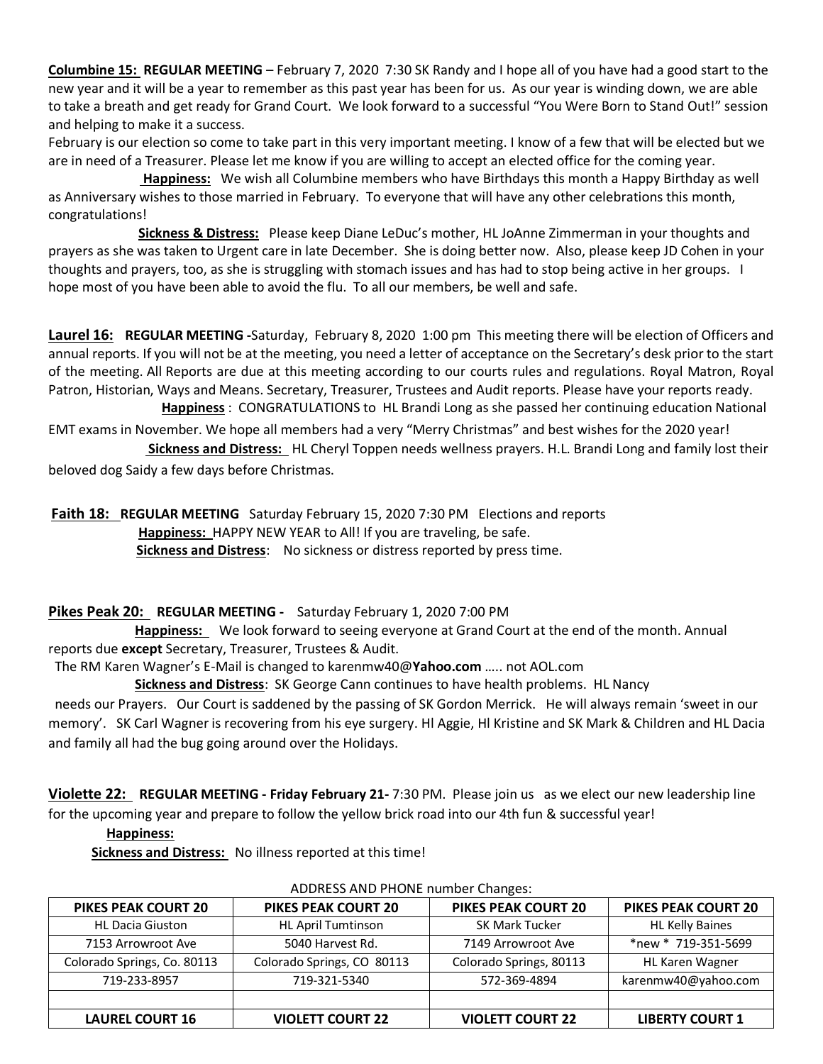**Columbine 15: REGULAR MEETING** – February 7, 2020 7:30 SK Randy and I hope all of you have had a good start to the new year and it will be a year to remember as this past year has been for us. As our year is winding down, we are able to take a breath and get ready for Grand Court. We look forward to a successful "You Were Born to Stand Out!" session and helping to make it a success.

February is our election so come to take part in this very important meeting. I know of a few that will be elected but we are in need of a Treasurer. Please let me know if you are willing to accept an elected office for the coming year.

**Happiness:** We wish all Columbine members who have Birthdays this month a Happy Birthday as well as Anniversary wishes to those married in February. To everyone that will have any other celebrations this month, congratulations!

**Sickness & Distress:** Please keep Diane LeDuc's mother, HL JoAnne Zimmerman in your thoughts and prayers as she was taken to Urgent care in late December. She is doing better now. Also, please keep JD Cohen in your thoughts and prayers, too, as she is struggling with stomach issues and has had to stop being active in her groups. I hope most of you have been able to avoid the flu. To all our members, be well and safe.

**Laurel 16: REGULAR MEETING -**Saturday, February 8, 2020 1:00 pm This meeting there will be election of Officers and annual reports. If you will not be at the meeting, you need a letter of acceptance on the Secretary's desk prior to the start of the meeting. All Reports are due at this meeting according to our courts rules and regulations. Royal Matron, Royal Patron, Historian, Ways and Means. Secretary, Treasurer, Trustees and Audit reports. Please have your reports ready.

**Happiness** : CONGRATULATIONS to HL Brandi Long as she passed her continuing education National EMT exams in November. We hope all members had a very "Merry Christmas" and best wishes for the 2020 year!

**Sickness and Distress:** HL Cheryl Toppen needs wellness prayers. H.L. Brandi Long and family lost their beloved dog Saidy a few days before Christmas.

**Faith 18: REGULAR MEETING** Saturday February 15, 2020 7:30 PM Elections and reports

**Happiness:** HAPPY NEW YEAR to All! If you are traveling, be safe.

**Sickness and Distress**: No sickness or distress reported by press time.

**Pikes Peak 20: REGULAR MEETING -** Saturday February 1, 2020 7:00 PM

**Happiness:** We look forward to seeing everyone at Grand Court at the end of the month. Annual reports due **except** Secretary, Treasurer, Trustees & Audit.

The RM Karen Wagner's E-Mail is changed to karenmw40@**Yahoo.com** ….. not AOL.com

**Sickness and Distress**: SK George Cann continues to have health problems. HL Nancy needs our Prayers. Our Court is saddened by the passing of SK Gordon Merrick. He will always remain 'sweet in our memory'. SK Carl Wagner is recovering from his eye surgery. Hl Aggie, Hl Kristine and SK Mark & Children and HL Dacia and family all had the bug going around over the Holidays.

**Violette 22: REGULAR MEETING - Friday February 21-** 7:30 PM. Please join us as we elect our new leadership line for the upcoming year and prepare to follow the yellow brick road into our 4th fun & successful year!

**Happiness:**

**Sickness and Distress:** No illness reported at this time!

ADDRESS AND PHONE number Changes:

| PIKES PEAK COURT 20 | PIKES PEAK COURT 20 | PIKES PEAK COURT 20 | PIKES PEAK COURT 20 |
|---|---|---|---|
| HL Dacia Giuston | HL April Tumtinson | SK Mark Tucker | HL Kelly Baines |
| 7153 Arrowroot Ave | 5040 Harvest Rd. | 7149 Arrowroot Ave | *new * 719-351-5699 |
| Colorado Springs, Co. 80113 | Colorado Springs, CO 80113 | Colorado Springs, 80113 | HL Karen Wagner |
| 719-233-8957 | 719-321-5340 | 572-369-4894 | karenmw40@yahoo.com |
| | | | |
| **LAUREL COURT 16** | **VIOLETT COURT 22** | **VIOLETT COURT 22** | **LIBERTY COURT 1** |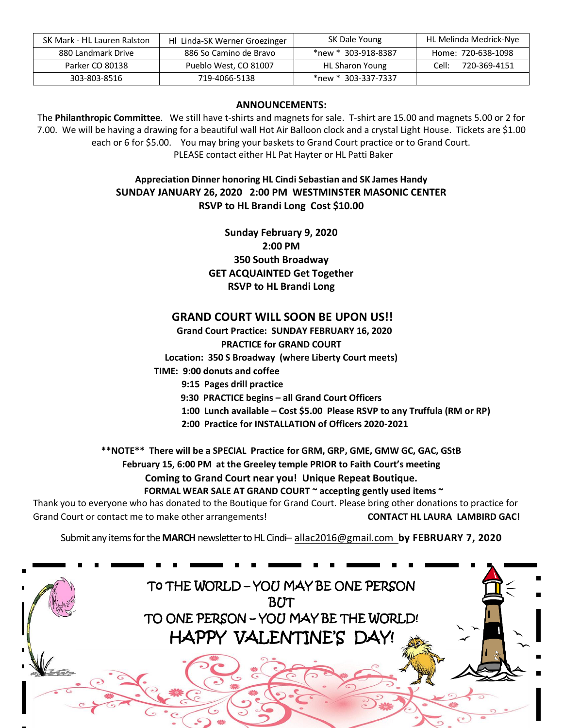| | | | |
|---|---|---|---|
| SK Mark - HL Lauren Ralston | Hl Linda-SK Werner Groezinger | SK Dale Young | HL Melinda Medrick-Nye |
| 880 Landmark Drive | 886 So Camino de Bravo | *new * 303-918-8387 | Home: 720-638-1098 |
| Parker CO 80138 | Pueblo West, CO 81007 | HL Sharon Young | Cell: 720-369-4151 |
| 303-803-8516 | 719-4066-5138 | *new * 303-337-7337 | |

## ANNOUNCEMENTS:

The **Philanthropic Committee**. We still have t-shirts and magnets for sale. T-shirt are 15.00 and magnets 5.00 or 2 for 7.00. We will be having a drawing for a beautiful wall Hot Air Balloon clock and a crystal Light House. Tickets are $1.00 each or 6 for $5.00. You may bring your baskets to Grand Court practice or to Grand Court. PLEASE contact either HL Pat Hayter or HL Patti Baker

**Appreciation Dinner honoring HL Cindi Sebastian and SK James Handy**
**SUNDAY JANUARY 26, 2020 2:00 PM WESTMINSTER MASONIC CENTER**
**RSVP to HL Brandi Long Cost $10.00**

**Sunday February 9, 2020**
**2:00 PM**
**350 South Broadway**
**GET ACQUAINTED Get Together**
**RSVP to HL Brandi Long**

## GRAND COURT WILL SOON BE UPON US!!

**Grand Court Practice: SUNDAY FEBRUARY 16, 2020**
**PRACTICE for GRAND COURT**
**Location: 350 S Broadway (where Liberty Court meets)**
**TIME: 9:00 donuts and coffee**
**9:15 Pages drill practice**
**9:30 PRACTICE begins – all Grand Court Officers**
**1:00 Lunch available – Cost $5.00 Please RSVP to any Truffula (RM or RP)**
**2:00 Practice for INSTALLATION of Officers 2020-2021**

****NOTE** There will be a SPECIAL Practice for GRM, GRP, GME, GMW GC, GAC, GStB February 15, 6:00 PM at the Greeley temple PRIOR to Faith Court's meeting**

**Coming to Grand Court near you! Unique Repeat Boutique.**
**FORMAL WEAR SALE AT GRAND COURT ~ accepting gently used items ~**

Thank you to everyone who has donated to the Boutique for Grand Court. Please bring other donations to practice for Grand Court or contact me to make other arrangements! **CONTACT HL LAURA LAMBIRD GAC!**

Submit any items for the **MARCH** newsletter to HL Cindi– allac2016@gmail.com **by FEBRUARY 7, 2020**

TO THE WORLD – YOU MAY BE ONE PERSON
BUT
TO ONE PERSON – YOU MAY BE THE WORLD!
HAPPY VALENTINE'S DAY!